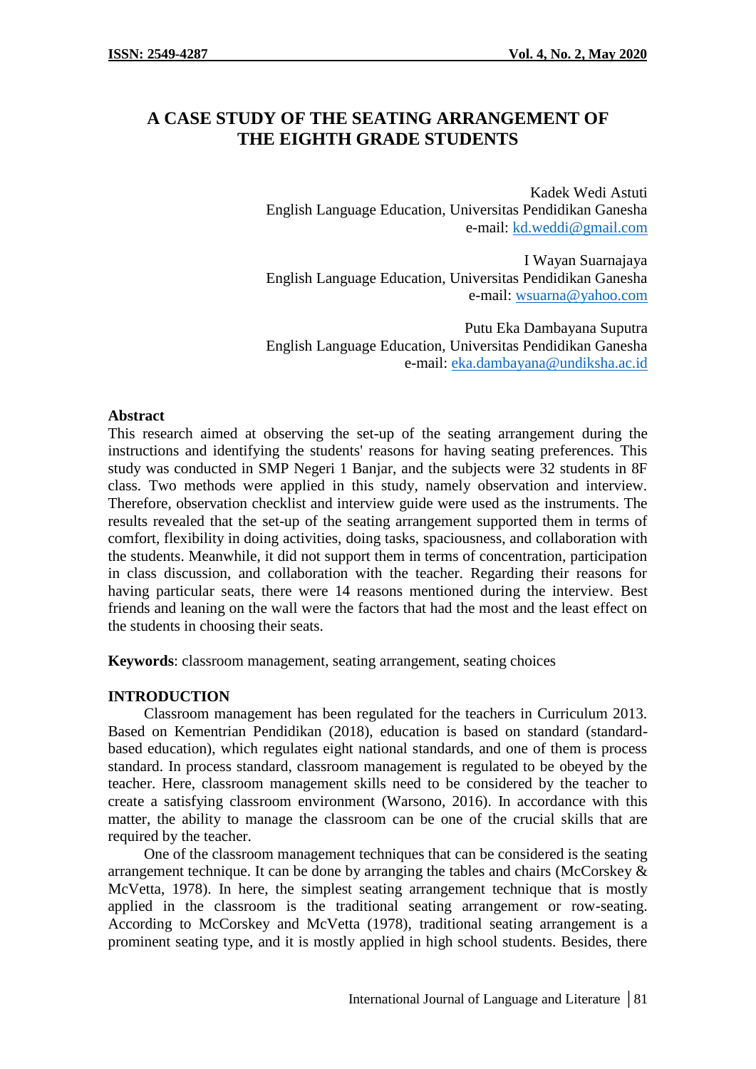# A CASE STUDY OF THE SEATING ARRANGEMENT OF THE EIGHTH GRADE STUDENTS

Kadek Wedi Astuti
English Language Education, Universitas Pendidikan Ganesha
e-mail: kd.weddi@gmail.com

I Wayan Suarnajaya
English Language Education, Universitas Pendidikan Ganesha
e-mail: wsuarna@yahoo.com

Putu Eka Dambayana Suputra
English Language Education, Universitas Pendidikan Ganesha
e-mail: eka.dambayana@undiksha.ac.id

## Abstract

This research aimed at observing the set-up of the seating arrangement during the instructions and identifying the students' reasons for having seating preferences. This study was conducted in SMP Negeri 1 Banjar, and the subjects were 32 students in 8F class. Two methods were applied in this study, namely observation and interview. Therefore, observation checklist and interview guide were used as the instruments. The results revealed that the set-up of the seating arrangement supported them in terms of comfort, flexibility in doing activities, doing tasks, spaciousness, and collaboration with the students. Meanwhile, it did not support them in terms of concentration, participation in class discussion, and collaboration with the teacher. Regarding their reasons for having particular seats, there were 14 reasons mentioned during the interview. Best friends and leaning on the wall were the factors that had the most and the least effect on the students in choosing their seats.

**Keywords**: classroom management, seating arrangement, seating choices

## INTRODUCTION

Classroom management has been regulated for the teachers in Curriculum 2013. Based on Kementrian Pendidikan (2018), education is based on standard (standard-based education), which regulates eight national standards, and one of them is process standard. In process standard, classroom management is regulated to be obeyed by the teacher. Here, classroom management skills need to be considered by the teacher to create a satisfying classroom environment (Warsono, 2016). In accordance with this matter, the ability to manage the classroom can be one of the crucial skills that are required by the teacher.

One of the classroom management techniques that can be considered is the seating arrangement technique. It can be done by arranging the tables and chairs (McCorskey & McVetta, 1978). In here, the simplest seating arrangement technique that is mostly applied in the classroom is the traditional seating arrangement or row-seating. According to McCorskey and McVetta (1978), traditional seating arrangement is a prominent seating type, and it is mostly applied in high school students. Besides, there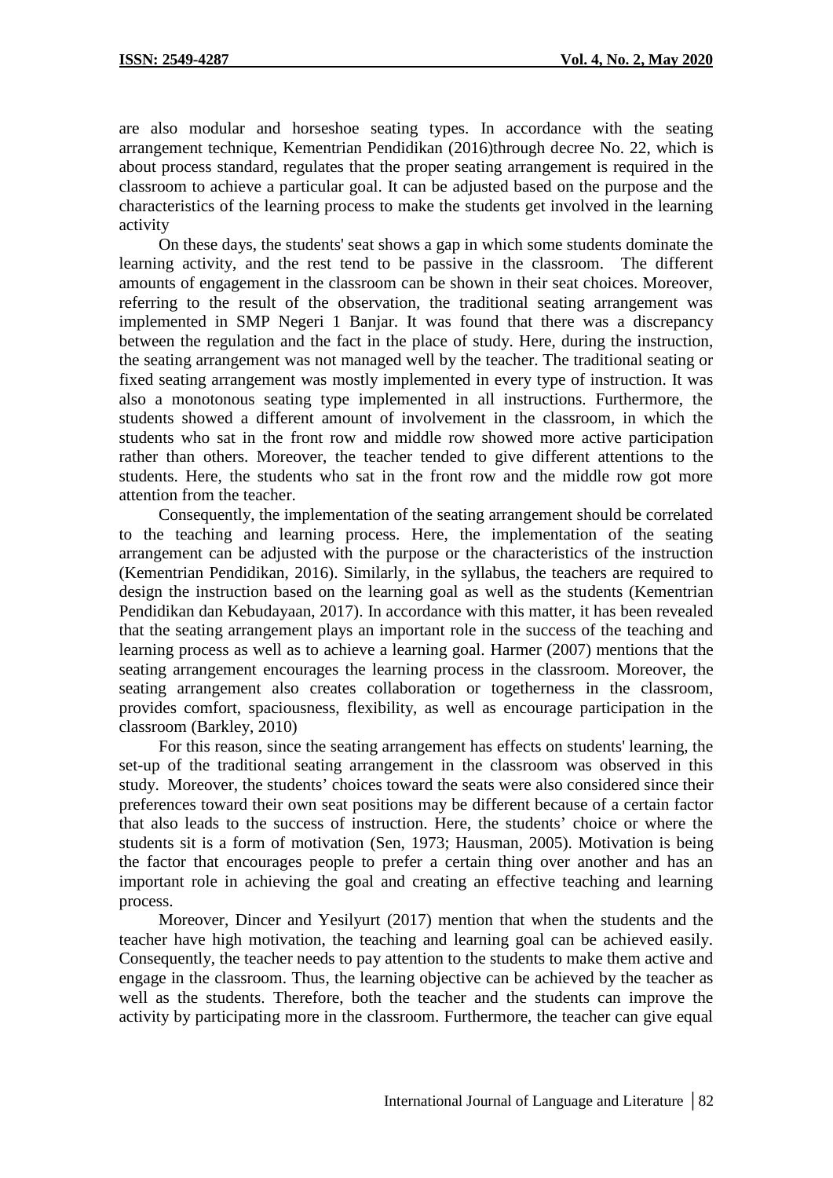are also modular and horseshoe seating types. In accordance with the seating arrangement technique, Kementrian Pendidikan (2016)through decree No. 22, which is about process standard, regulates that the proper seating arrangement is required in the classroom to achieve a particular goal. It can be adjusted based on the purpose and the characteristics of the learning process to make the students get involved in the learning activity

On these days, the students' seat shows a gap in which some students dominate the learning activity, and the rest tend to be passive in the classroom. The different amounts of engagement in the classroom can be shown in their seat choices. Moreover, referring to the result of the observation, the traditional seating arrangement was implemented in SMP Negeri 1 Banjar. It was found that there was a discrepancy between the regulation and the fact in the place of study. Here, during the instruction, the seating arrangement was not managed well by the teacher. The traditional seating or fixed seating arrangement was mostly implemented in every type of instruction. It was also a monotonous seating type implemented in all instructions. Furthermore, the students showed a different amount of involvement in the classroom, in which the students who sat in the front row and middle row showed more active participation rather than others. Moreover, the teacher tended to give different attentions to the students. Here, the students who sat in the front row and the middle row got more attention from the teacher.

Consequently, the implementation of the seating arrangement should be correlated to the teaching and learning process. Here, the implementation of the seating arrangement can be adjusted with the purpose or the characteristics of the instruction (Kementrian Pendidikan, 2016). Similarly, in the syllabus, the teachers are required to design the instruction based on the learning goal as well as the students (Kementrian Pendidikan dan Kebudayaan, 2017). In accordance with this matter, it has been revealed that the seating arrangement plays an important role in the success of the teaching and learning process as well as to achieve a learning goal. Harmer (2007) mentions that the seating arrangement encourages the learning process in the classroom. Moreover, the seating arrangement also creates collaboration or togetherness in the classroom, provides comfort, spaciousness, flexibility, as well as encourage participation in the classroom (Barkley, 2010)

For this reason, since the seating arrangement has effects on students' learning, the set-up of the traditional seating arrangement in the classroom was observed in this study. Moreover, the students' choices toward the seats were also considered since their preferences toward their own seat positions may be different because of a certain factor that also leads to the success of instruction. Here, the students' choice or where the students sit is a form of motivation (Sen, 1973; Hausman, 2005). Motivation is being the factor that encourages people to prefer a certain thing over another and has an important role in achieving the goal and creating an effective teaching and learning process.

Moreover, Dincer and Yesilyurt (2017) mention that when the students and the teacher have high motivation, the teaching and learning goal can be achieved easily. Consequently, the teacher needs to pay attention to the students to make them active and engage in the classroom. Thus, the learning objective can be achieved by the teacher as well as the students. Therefore, both the teacher and the students can improve the activity by participating more in the classroom. Furthermore, the teacher can give equal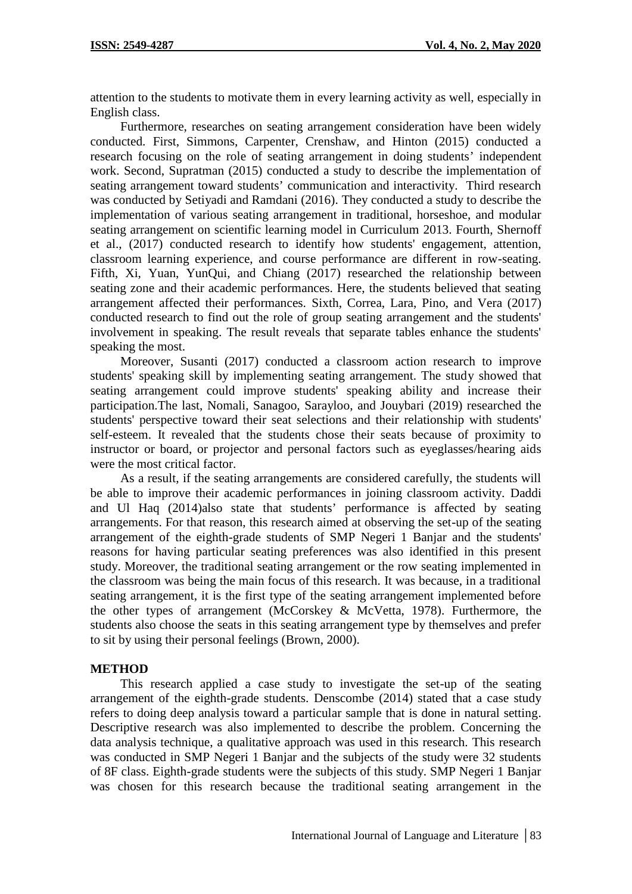attention to the students to motivate them in every learning activity as well, especially in English class.

Furthermore, researches on seating arrangement consideration have been widely conducted. First, Simmons, Carpenter, Crenshaw, and Hinton (2015) conducted a research focusing on the role of seating arrangement in doing students' independent work. Second, Supratman (2015) conducted a study to describe the implementation of seating arrangement toward students' communication and interactivity. Third research was conducted by Setiyadi and Ramdani (2016). They conducted a study to describe the implementation of various seating arrangement in traditional, horseshoe, and modular seating arrangement on scientific learning model in Curriculum 2013. Fourth, Shernoff et al., (2017) conducted research to identify how students' engagement, attention, classroom learning experience, and course performance are different in row-seating. Fifth, Xi, Yuan, YunQui, and Chiang (2017) researched the relationship between seating zone and their academic performances. Here, the students believed that seating arrangement affected their performances. Sixth, Correa, Lara, Pino, and Vera (2017) conducted research to find out the role of group seating arrangement and the students' involvement in speaking. The result reveals that separate tables enhance the students' speaking the most.

Moreover, Susanti (2017) conducted a classroom action research to improve students' speaking skill by implementing seating arrangement. The study showed that seating arrangement could improve students' speaking ability and increase their participation.The last, Nomali, Sanagoo, Sarayloo, and Jouybari (2019) researched the students' perspective toward their seat selections and their relationship with students' self-esteem. It revealed that the students chose their seats because of proximity to instructor or board, or projector and personal factors such as eyeglasses/hearing aids were the most critical factor.

As a result, if the seating arrangements are considered carefully, the students will be able to improve their academic performances in joining classroom activity. Daddi and Ul Haq (2014)also state that students' performance is affected by seating arrangements. For that reason, this research aimed at observing the set-up of the seating arrangement of the eighth-grade students of SMP Negeri 1 Banjar and the students' reasons for having particular seating preferences was also identified in this present study. Moreover, the traditional seating arrangement or the row seating implemented in the classroom was being the main focus of this research. It was because, in a traditional seating arrangement, it is the first type of the seating arrangement implemented before the other types of arrangement (McCorskey & McVetta, 1978). Furthermore, the students also choose the seats in this seating arrangement type by themselves and prefer to sit by using their personal feelings (Brown, 2000).

## METHOD

This research applied a case study to investigate the set-up of the seating arrangement of the eighth-grade students. Denscombe (2014) stated that a case study refers to doing deep analysis toward a particular sample that is done in natural setting. Descriptive research was also implemented to describe the problem. Concerning the data analysis technique, a qualitative approach was used in this research. This research was conducted in SMP Negeri 1 Banjar and the subjects of the study were 32 students of 8F class. Eighth-grade students were the subjects of this study. SMP Negeri 1 Banjar was chosen for this research because the traditional seating arrangement in the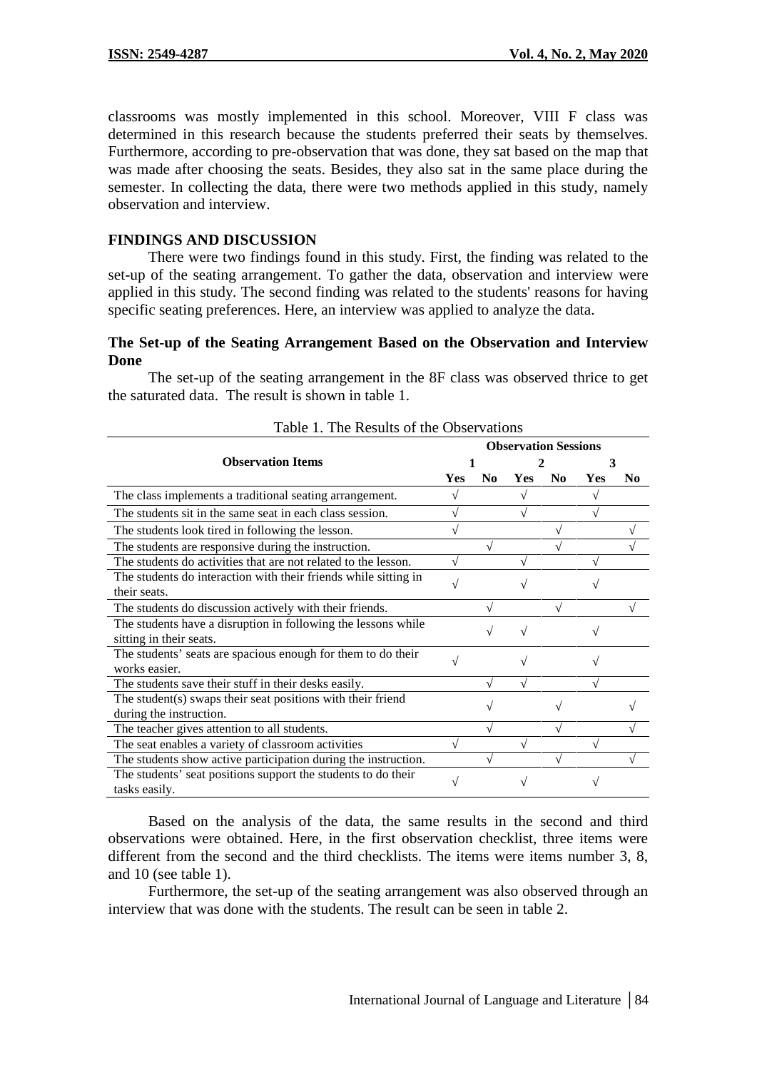classrooms was mostly implemented in this school. Moreover, VIII F class was determined in this research because the students preferred their seats by themselves. Furthermore, according to pre-observation that was done, they sat based on the map that was made after choosing the seats. Besides, they also sat in the same place during the semester. In collecting the data, there were two methods applied in this study, namely observation and interview.

## FINDINGS AND DISCUSSION

There were two findings found in this study. First, the finding was related to the set-up of the seating arrangement. To gather the data, observation and interview were applied in this study. The second finding was related to the students' reasons for having specific seating preferences. Here, an interview was applied to analyze the data.

### The Set-up of the Seating Arrangement Based on the Observation and Interview Done

The set-up of the seating arrangement in the 8F class was observed thrice to get the saturated data. The result is shown in table 1.

Table 1. The Results of the Observations

| Observation Items | Observation Sessions | | | | | |
|---|---|---|---|---|---|---|
| | 1 | | 2 | | 3 | |
| | Yes | No | Yes | No | Yes | No |
| The class implements a traditional seating arrangement. | √ | | √ | | √ | |
| The students sit in the same seat in each class session. | √ | | √ | | √ | |
| The students look tired in following the lesson. | √ | | | √ | | √ |
| The students are responsive during the instruction. | | √ | | √ | | √ |
| The students do activities that are not related to the lesson. | √ | | √ | | √ | |
| The students do interaction with their friends while sitting in their seats. | √ | | √ | | √ | |
| The students do discussion actively with their friends. | | √ | | √ | | √ |
| The students have a disruption in following the lessons while sitting in their seats. | | √ | √ | | √ | |
| The students' seats are spacious enough for them to do their works easier. | √ | | √ | | √ | |
| The students save their stuff in their desks easily. | | √ | √ | | √ | |
| The student(s) swaps their seat positions with their friend during the instruction. | | √ | | √ | | √ |
| The teacher gives attention to all students. | | √ | | √ | | √ |
| The seat enables a variety of classroom activities | √ | | √ | | √ | |
| The students show active participation during the instruction. | | √ | | √ | | √ |
| The students' seat positions support the students to do their tasks easily. | √ | | √ | | √ | |

Based on the analysis of the data, the same results in the second and third observations were obtained. Here, in the first observation checklist, three items were different from the second and the third checklists. The items were items number 3, 8, and 10 (see table 1).

Furthermore, the set-up of the seating arrangement was also observed through an interview that was done with the students. The result can be seen in table 2.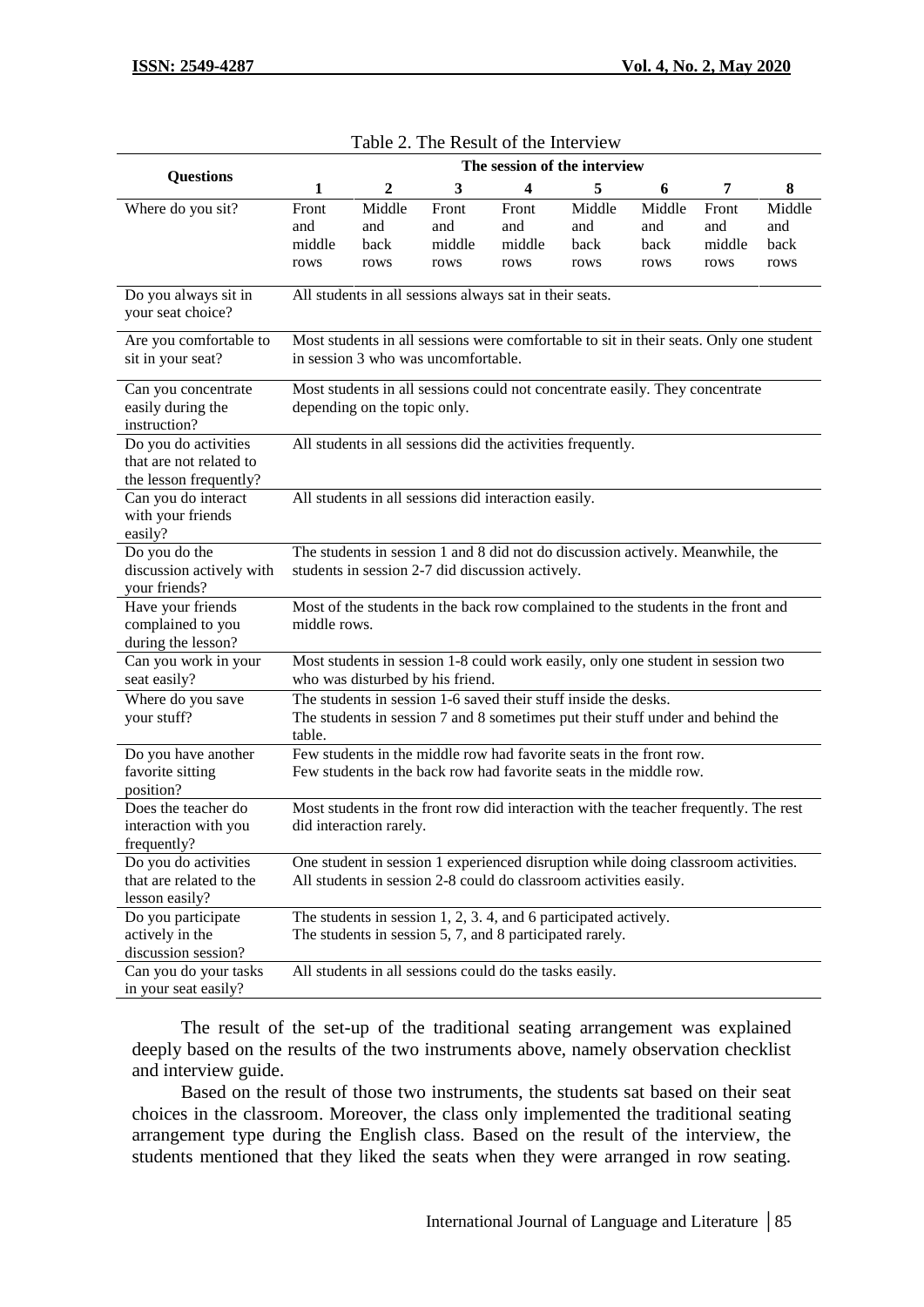Table 2. The Result of the Interview

| Questions | The session of the interview | | | | | | | |
|---|---|---|---|---|---|---|---|---|
| | 1 | 2 | 3 | 4 | 5 | 6 | 7 | 8 |
| Where do you sit? | Front and middle rows | Middle and back rows | Front and middle rows | Front and middle rows | Middle and back rows | Middle and back rows | Front and middle rows | Middle and back rows |
| Do you always sit in your seat choice? | All students in all sessions always sat in their seats. | | | | | | | |
| Are you comfortable to sit in your seat? | Most students in all sessions were comfortable to sit in their seats. Only one student in session 3 who was uncomfortable. | | | | | | | |
| Can you concentrate easily during the instruction? | Most students in all sessions could not concentrate easily. They concentrate depending on the topic only. | | | | | | | |
| Do you do activities that are not related to the lesson frequently? | All students in all sessions did the activities frequently. | | | | | | | |
| Can you do interact with your friends easily? | All students in all sessions did interaction easily. | | | | | | | |
| Do you do the discussion actively with your friends? | The students in session 1 and 8 did not do discussion actively. Meanwhile, the students in session 2-7 did discussion actively. | | | | | | | |
| Have your friends complained to you during the lesson? | Most of the students in the back row complained to the students in the front and middle rows. | | | | | | | |
| Can you work in your seat easily? | Most students in session 1-8 could work easily, only one student in session two who was disturbed by his friend. | | | | | | | |
| Where do you save your stuff? | The students in session 1-6 saved their stuff inside the desks. The students in session 7 and 8 sometimes put their stuff under and behind the table. | | | | | | | |
| Do you have another favorite sitting position? | Few students in the middle row had favorite seats in the front row. Few students in the back row had favorite seats in the middle row. | | | | | | | |
| Does the teacher do interaction with you frequently? | Most students in the front row did interaction with the teacher frequently. The rest did interaction rarely. | | | | | | | |
| Do you do activities that are related to the lesson easily? | One student in session 1 experienced disruption while doing classroom activities. All students in session 2-8 could do classroom activities easily. | | | | | | | |
| Do you participate actively in the discussion session? | The students in session 1, 2, 3. 4, and 6 participated actively. The students in session 5, 7, and 8 participated rarely. | | | | | | | |
| Can you do your tasks in your seat easily? | All students in all sessions could do the tasks easily. | | | | | | | |

The result of the set-up of the traditional seating arrangement was explained deeply based on the results of the two instruments above, namely observation checklist and interview guide.

Based on the result of those two instruments, the students sat based on their seat choices in the classroom. Moreover, the class only implemented the traditional seating arrangement type during the English class. Based on the result of the interview, the students mentioned that they liked the seats when they were arranged in row seating.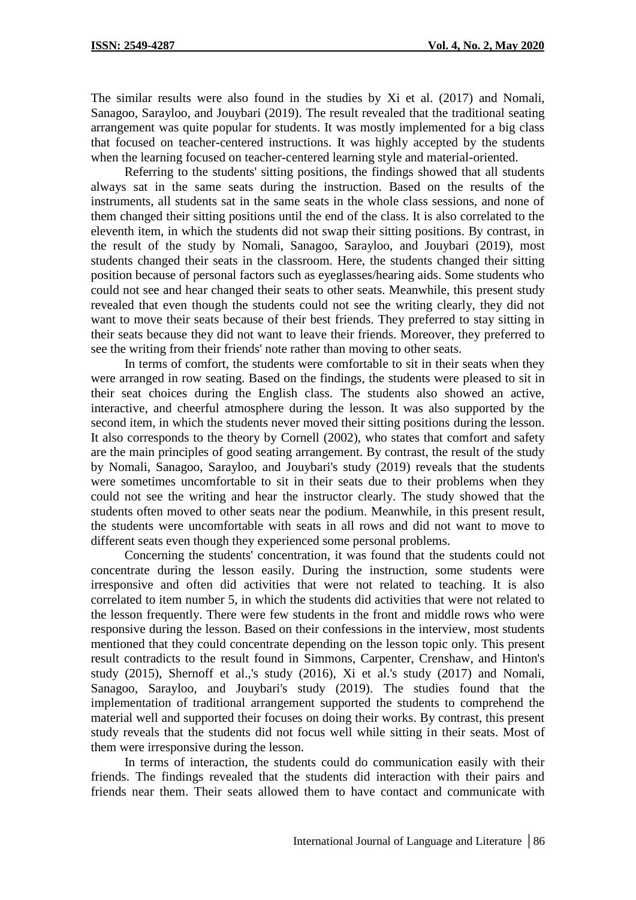The similar results were also found in the studies by Xi et al. (2017) and Nomali, Sanagoo, Sarayloo, and Jouybari (2019). The result revealed that the traditional seating arrangement was quite popular for students. It was mostly implemented for a big class that focused on teacher-centered instructions. It was highly accepted by the students when the learning focused on teacher-centered learning style and material-oriented.

Referring to the students' sitting positions, the findings showed that all students always sat in the same seats during the instruction. Based on the results of the instruments, all students sat in the same seats in the whole class sessions, and none of them changed their sitting positions until the end of the class. It is also correlated to the eleventh item, in which the students did not swap their sitting positions. By contrast, in the result of the study by Nomali, Sanagoo, Sarayloo, and Jouybari (2019), most students changed their seats in the classroom. Here, the students changed their sitting position because of personal factors such as eyeglasses/hearing aids. Some students who could not see and hear changed their seats to other seats. Meanwhile, this present study revealed that even though the students could not see the writing clearly, they did not want to move their seats because of their best friends. They preferred to stay sitting in their seats because they did not want to leave their friends. Moreover, they preferred to see the writing from their friends' note rather than moving to other seats.

In terms of comfort, the students were comfortable to sit in their seats when they were arranged in row seating. Based on the findings, the students were pleased to sit in their seat choices during the English class. The students also showed an active, interactive, and cheerful atmosphere during the lesson. It was also supported by the second item, in which the students never moved their sitting positions during the lesson. It also corresponds to the theory by Cornell (2002), who states that comfort and safety are the main principles of good seating arrangement. By contrast, the result of the study by Nomali, Sanagoo, Sarayloo, and Jouybari's study (2019) reveals that the students were sometimes uncomfortable to sit in their seats due to their problems when they could not see the writing and hear the instructor clearly. The study showed that the students often moved to other seats near the podium. Meanwhile, in this present result, the students were uncomfortable with seats in all rows and did not want to move to different seats even though they experienced some personal problems.

Concerning the students' concentration, it was found that the students could not concentrate during the lesson easily. During the instruction, some students were irresponsive and often did activities that were not related to teaching. It is also correlated to item number 5, in which the students did activities that were not related to the lesson frequently. There were few students in the front and middle rows who were responsive during the lesson. Based on their confessions in the interview, most students mentioned that they could concentrate depending on the lesson topic only. This present result contradicts to the result found in Simmons, Carpenter, Crenshaw, and Hinton's study (2015), Shernoff et al.,'s study (2016), Xi et al.'s study (2017) and Nomali, Sanagoo, Sarayloo, and Jouybari's study (2019). The studies found that the implementation of traditional arrangement supported the students to comprehend the material well and supported their focuses on doing their works. By contrast, this present study reveals that the students did not focus well while sitting in their seats. Most of them were irresponsive during the lesson.

In terms of interaction, the students could do communication easily with their friends. The findings revealed that the students did interaction with their pairs and friends near them. Their seats allowed them to have contact and communicate with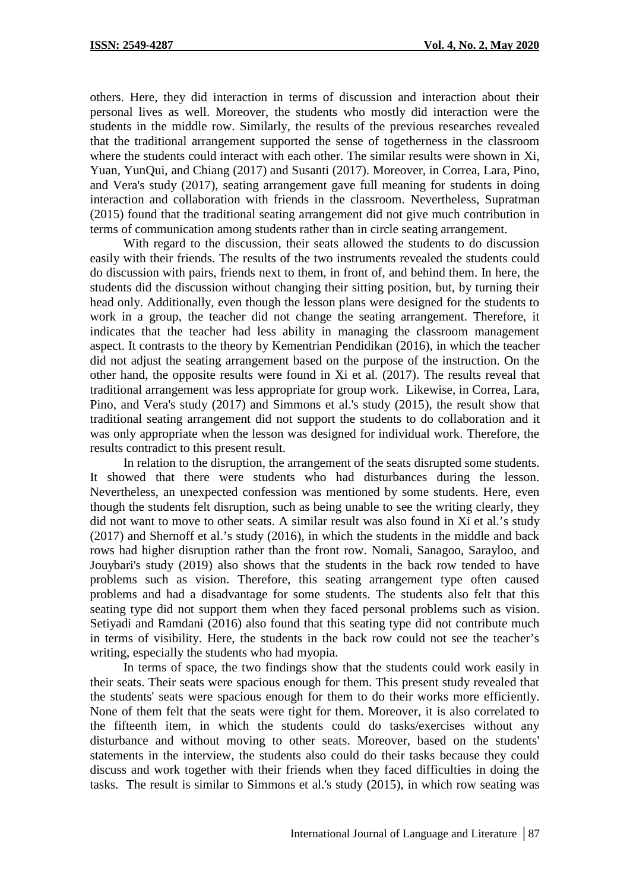others. Here, they did interaction in terms of discussion and interaction about their personal lives as well. Moreover, the students who mostly did interaction were the students in the middle row. Similarly, the results of the previous researches revealed that the traditional arrangement supported the sense of togetherness in the classroom where the students could interact with each other. The similar results were shown in Xi, Yuan, YunQui, and Chiang (2017) and Susanti (2017). Moreover, in Correa, Lara, Pino, and Vera's study (2017), seating arrangement gave full meaning for students in doing interaction and collaboration with friends in the classroom. Nevertheless, Supratman (2015) found that the traditional seating arrangement did not give much contribution in terms of communication among students rather than in circle seating arrangement.

With regard to the discussion, their seats allowed the students to do discussion easily with their friends. The results of the two instruments revealed the students could do discussion with pairs, friends next to them, in front of, and behind them. In here, the students did the discussion without changing their sitting position, but, by turning their head only. Additionally, even though the lesson plans were designed for the students to work in a group, the teacher did not change the seating arrangement. Therefore, it indicates that the teacher had less ability in managing the classroom management aspect. It contrasts to the theory by Kementrian Pendidikan (2016), in which the teacher did not adjust the seating arrangement based on the purpose of the instruction. On the other hand, the opposite results were found in Xi et al. (2017). The results reveal that traditional arrangement was less appropriate for group work. Likewise, in Correa, Lara, Pino, and Vera's study (2017) and Simmons et al.'s study (2015), the result show that traditional seating arrangement did not support the students to do collaboration and it was only appropriate when the lesson was designed for individual work. Therefore, the results contradict to this present result.

In relation to the disruption, the arrangement of the seats disrupted some students. It showed that there were students who had disturbances during the lesson. Nevertheless, an unexpected confession was mentioned by some students. Here, even though the students felt disruption, such as being unable to see the writing clearly, they did not want to move to other seats. A similar result was also found in Xi et al.'s study (2017) and Shernoff et al.'s study (2016), in which the students in the middle and back rows had higher disruption rather than the front row. Nomali, Sanagoo, Sarayloo, and Jouybari's study (2019) also shows that the students in the back row tended to have problems such as vision. Therefore, this seating arrangement type often caused problems and had a disadvantage for some students. The students also felt that this seating type did not support them when they faced personal problems such as vision. Setiyadi and Ramdani (2016) also found that this seating type did not contribute much in terms of visibility. Here, the students in the back row could not see the teacher's writing, especially the students who had myopia.

In terms of space, the two findings show that the students could work easily in their seats. Their seats were spacious enough for them. This present study revealed that the students' seats were spacious enough for them to do their works more efficiently. None of them felt that the seats were tight for them. Moreover, it is also correlated to the fifteenth item, in which the students could do tasks/exercises without any disturbance and without moving to other seats. Moreover, based on the students' statements in the interview, the students also could do their tasks because they could discuss and work together with their friends when they faced difficulties in doing the tasks. The result is similar to Simmons et al.'s study (2015), in which row seating was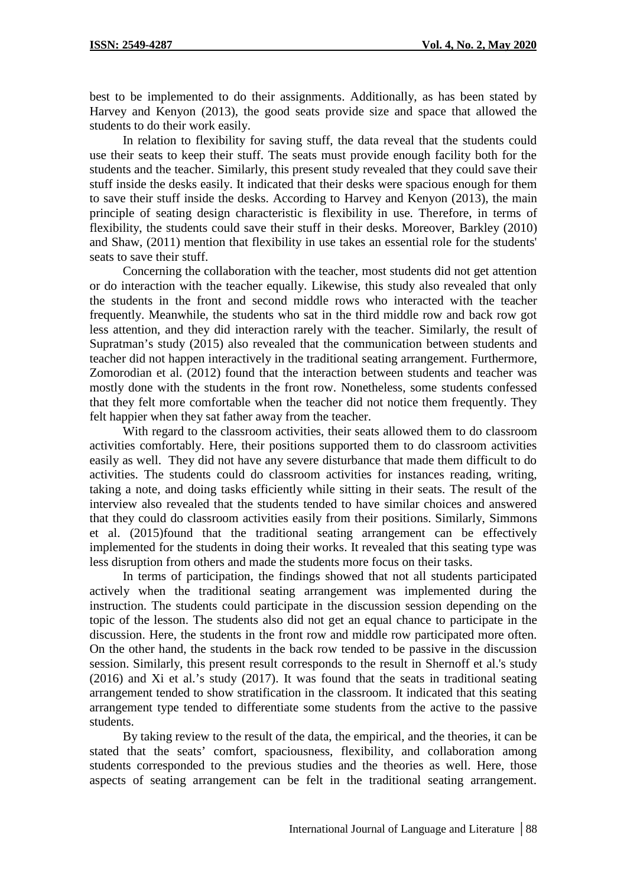best to be implemented to do their assignments. Additionally, as has been stated by Harvey and Kenyon (2013), the good seats provide size and space that allowed the students to do their work easily.

In relation to flexibility for saving stuff, the data reveal that the students could use their seats to keep their stuff. The seats must provide enough facility both for the students and the teacher. Similarly, this present study revealed that they could save their stuff inside the desks easily. It indicated that their desks were spacious enough for them to save their stuff inside the desks. According to Harvey and Kenyon (2013), the main principle of seating design characteristic is flexibility in use. Therefore, in terms of flexibility, the students could save their stuff in their desks. Moreover, Barkley (2010) and Shaw, (2011) mention that flexibility in use takes an essential role for the students' seats to save their stuff.

Concerning the collaboration with the teacher, most students did not get attention or do interaction with the teacher equally. Likewise, this study also revealed that only the students in the front and second middle rows who interacted with the teacher frequently. Meanwhile, the students who sat in the third middle row and back row got less attention, and they did interaction rarely with the teacher. Similarly, the result of Supratman's study (2015) also revealed that the communication between students and teacher did not happen interactively in the traditional seating arrangement. Furthermore, Zomorodian et al. (2012) found that the interaction between students and teacher was mostly done with the students in the front row. Nonetheless, some students confessed that they felt more comfortable when the teacher did not notice them frequently. They felt happier when they sat father away from the teacher.

With regard to the classroom activities, their seats allowed them to do classroom activities comfortably. Here, their positions supported them to do classroom activities easily as well. They did not have any severe disturbance that made them difficult to do activities. The students could do classroom activities for instances reading, writing, taking a note, and doing tasks efficiently while sitting in their seats. The result of the interview also revealed that the students tended to have similar choices and answered that they could do classroom activities easily from their positions. Similarly, Simmons et al. (2015)found that the traditional seating arrangement can be effectively implemented for the students in doing their works. It revealed that this seating type was less disruption from others and made the students more focus on their tasks.

In terms of participation, the findings showed that not all students participated actively when the traditional seating arrangement was implemented during the instruction. The students could participate in the discussion session depending on the topic of the lesson. The students also did not get an equal chance to participate in the discussion. Here, the students in the front row and middle row participated more often. On the other hand, the students in the back row tended to be passive in the discussion session. Similarly, this present result corresponds to the result in Shernoff et al.'s study (2016) and Xi et al.'s study (2017). It was found that the seats in traditional seating arrangement tended to show stratification in the classroom. It indicated that this seating arrangement type tended to differentiate some students from the active to the passive students.

By taking review to the result of the data, the empirical, and the theories, it can be stated that the seats' comfort, spaciousness, flexibility, and collaboration among students corresponded to the previous studies and the theories as well. Here, those aspects of seating arrangement can be felt in the traditional seating arrangement.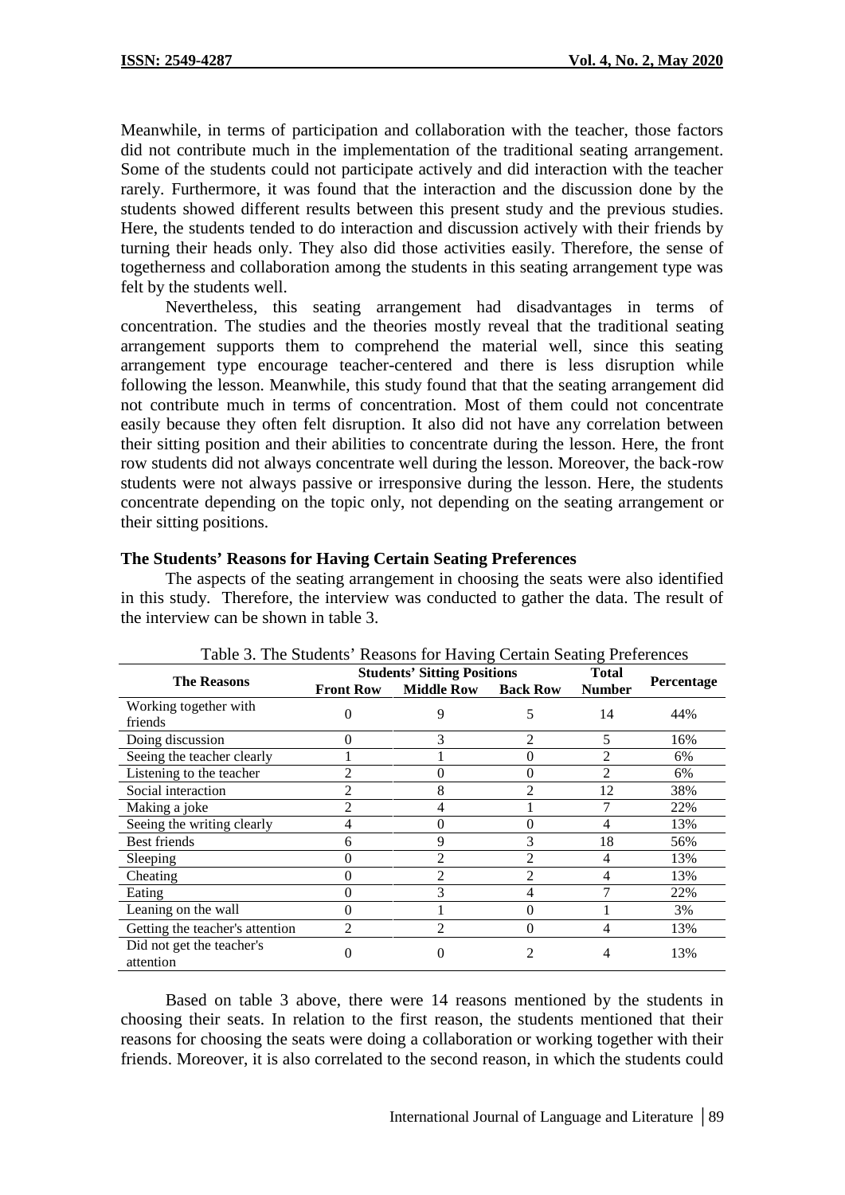Meanwhile, in terms of participation and collaboration with the teacher, those factors did not contribute much in the implementation of the traditional seating arrangement. Some of the students could not participate actively and did interaction with the teacher rarely. Furthermore, it was found that the interaction and the discussion done by the students showed different results between this present study and the previous studies. Here, the students tended to do interaction and discussion actively with their friends by turning their heads only. They also did those activities easily. Therefore, the sense of togetherness and collaboration among the students in this seating arrangement type was felt by the students well.

Nevertheless, this seating arrangement had disadvantages in terms of concentration. The studies and the theories mostly reveal that the traditional seating arrangement supports them to comprehend the material well, since this seating arrangement type encourage teacher-centered and there is less disruption while following the lesson. Meanwhile, this study found that the seating arrangement did not contribute much in terms of concentration. Most of them could not concentrate easily because they often felt disruption. It also did not have any correlation between their sitting position and their abilities to concentrate during the lesson. Here, the front row students did not always concentrate well during the lesson. Moreover, the back-row students were not always passive or irresponsive during the lesson. Here, the students concentrate depending on the topic only, not depending on the seating arrangement or their sitting positions.

## The Students' Reasons for Having Certain Seating Preferences

The aspects of the seating arrangement in choosing the seats were also identified in this study. Therefore, the interview was conducted to gather the data. The result of the interview can be shown in table 3.

Table 3. The Students' Reasons for Having Certain Seating Preferences

| The Reasons | Students' Sitting Positions | | | Total Number | Percentage |
|---|---|---|---|---|---|
| | Front Row | Middle Row | Back Row | | |
| Working together with friends | 0 | 9 | 5 | 14 | 44% |
| Doing discussion | 0 | 3 | 2 | 5 | 16% |
| Seeing the teacher clearly | 1 | 1 | 0 | 2 | 6% |
| Listening to the teacher | 2 | 0 | 0 | 2 | 6% |
| Social interaction | 2 | 8 | 2 | 12 | 38% |
| Making a joke | 2 | 4 | 1 | 7 | 22% |
| Seeing the writing clearly | 4 | 0 | 0 | 4 | 13% |
| Best friends | 6 | 9 | 3 | 18 | 56% |
| Sleeping | 0 | 2 | 2 | 4 | 13% |
| Cheating | 0 | 2 | 2 | 4 | 13% |
| Eating | 0 | 3 | 4 | 7 | 22% |
| Leaning on the wall | 0 | 1 | 0 | 1 | 3% |
| Getting the teacher's attention | 2 | 2 | 0 | 4 | 13% |
| Did not get the teacher's attention | 0 | 0 | 2 | 4 | 13% |

Based on table 3 above, there were 14 reasons mentioned by the students in choosing their seats. In relation to the first reason, the students mentioned that their reasons for choosing the seats were doing a collaboration or working together with their friends. Moreover, it is also correlated to the second reason, in which the students could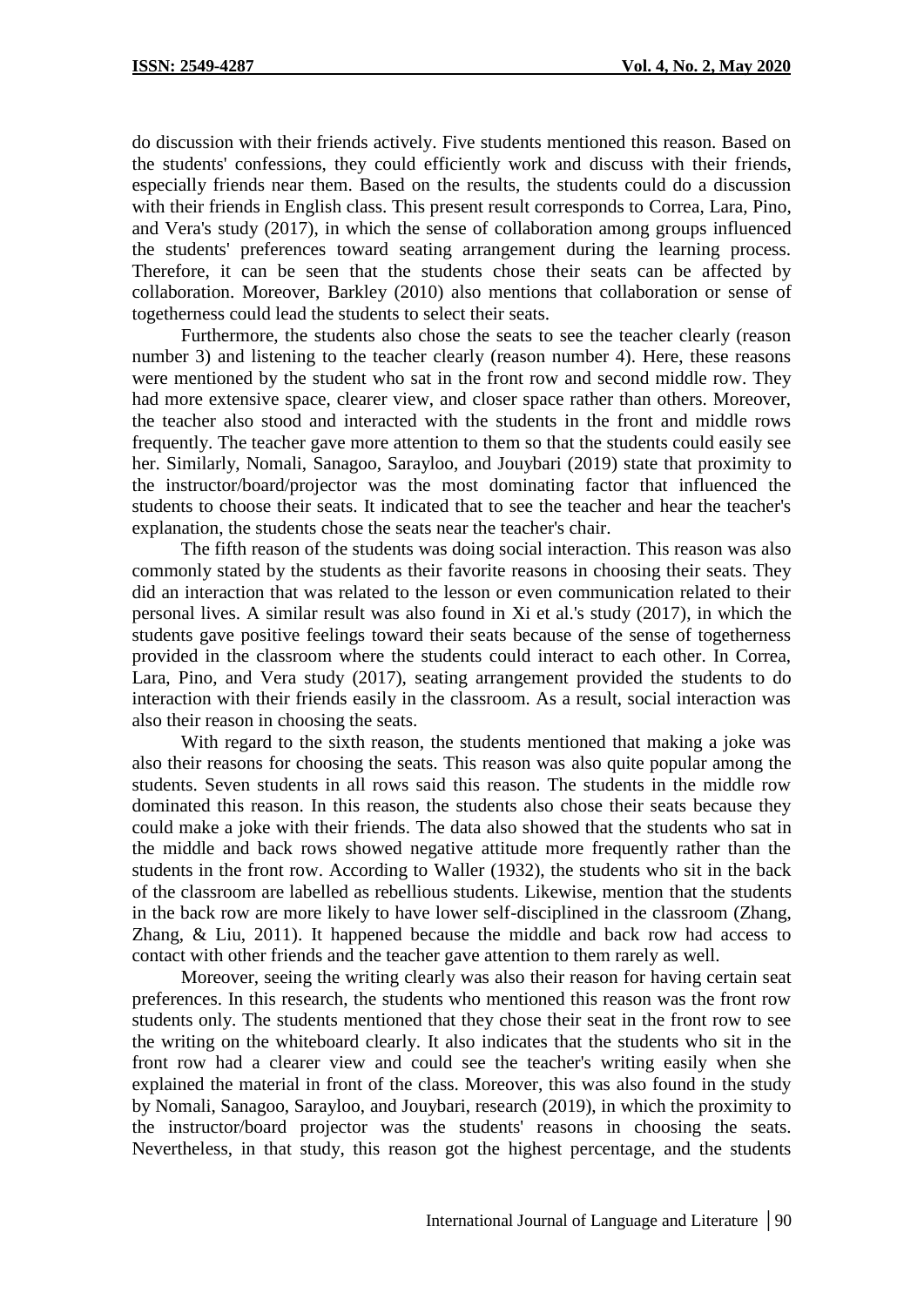do discussion with their friends actively. Five students mentioned this reason. Based on the students' confessions, they could efficiently work and discuss with their friends, especially friends near them. Based on the results, the students could do a discussion with their friends in English class. This present result corresponds to Correa, Lara, Pino, and Vera's study (2017), in which the sense of collaboration among groups influenced the students' preferences toward seating arrangement during the learning process. Therefore, it can be seen that the students chose their seats can be affected by collaboration. Moreover, Barkley (2010) also mentions that collaboration or sense of togetherness could lead the students to select their seats.

Furthermore, the students also chose the seats to see the teacher clearly (reason number 3) and listening to the teacher clearly (reason number 4). Here, these reasons were mentioned by the student who sat in the front row and second middle row. They had more extensive space, clearer view, and closer space rather than others. Moreover, the teacher also stood and interacted with the students in the front and middle rows frequently. The teacher gave more attention to them so that the students could easily see her. Similarly, Nomali, Sanagoo, Sarayloo, and Jouybari (2019) state that proximity to the instructor/board/projector was the most dominating factor that influenced the students to choose their seats. It indicated that to see the teacher and hear the teacher's explanation, the students chose the seats near the teacher's chair.

The fifth reason of the students was doing social interaction. This reason was also commonly stated by the students as their favorite reasons in choosing their seats. They did an interaction that was related to the lesson or even communication related to their personal lives. A similar result was also found in Xi et al.'s study (2017), in which the students gave positive feelings toward their seats because of the sense of togetherness provided in the classroom where the students could interact to each other. In Correa, Lara, Pino, and Vera study (2017), seating arrangement provided the students to do interaction with their friends easily in the classroom. As a result, social interaction was also their reason in choosing the seats.

With regard to the sixth reason, the students mentioned that making a joke was also their reasons for choosing the seats. This reason was also quite popular among the students. Seven students in all rows said this reason. The students in the middle row dominated this reason. In this reason, the students also chose their seats because they could make a joke with their friends. The data also showed that the students who sat in the middle and back rows showed negative attitude more frequently rather than the students in the front row. According to Waller (1932), the students who sit in the back of the classroom are labelled as rebellious students. Likewise, mention that the students in the back row are more likely to have lower self-disciplined in the classroom (Zhang, Zhang, & Liu, 2011). It happened because the middle and back row had access to contact with other friends and the teacher gave attention to them rarely as well.

Moreover, seeing the writing clearly was also their reason for having certain seat preferences. In this research, the students who mentioned this reason was the front row students only. The students mentioned that they chose their seat in the front row to see the writing on the whiteboard clearly. It also indicates that the students who sit in the front row had a clearer view and could see the teacher's writing easily when she explained the material in front of the class. Moreover, this was also found in the study by Nomali, Sanagoo, Sarayloo, and Jouybari, research (2019), in which the proximity to the instructor/board projector was the students' reasons in choosing the seats. Nevertheless, in that study, this reason got the highest percentage, and the students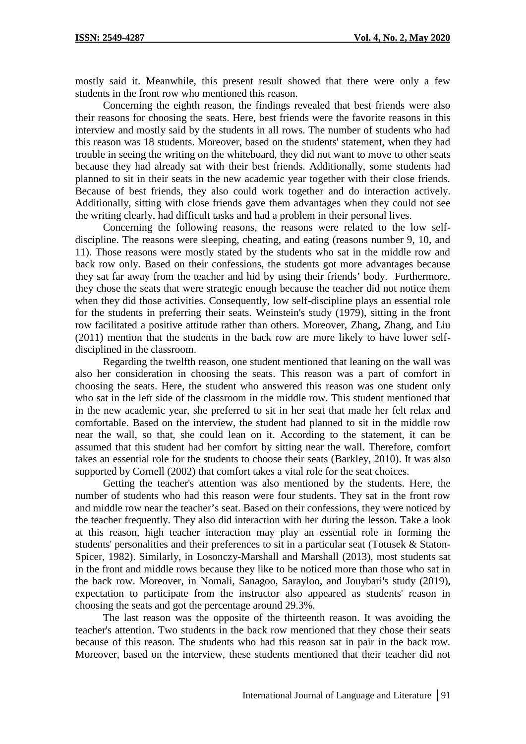mostly said it. Meanwhile, this present result showed that there were only a few students in the front row who mentioned this reason.

Concerning the eighth reason, the findings revealed that best friends were also their reasons for choosing the seats. Here, best friends were the favorite reasons in this interview and mostly said by the students in all rows. The number of students who had this reason was 18 students. Moreover, based on the students' statement, when they had trouble in seeing the writing on the whiteboard, they did not want to move to other seats because they had already sat with their best friends. Additionally, some students had planned to sit in their seats in the new academic year together with their close friends. Because of best friends, they also could work together and do interaction actively. Additionally, sitting with close friends gave them advantages when they could not see the writing clearly, had difficult tasks and had a problem in their personal lives.

Concerning the following reasons, the reasons were related to the low self-discipline. The reasons were sleeping, cheating, and eating (reasons number 9, 10, and 11). Those reasons were mostly stated by the students who sat in the middle row and back row only. Based on their confessions, the students got more advantages because they sat far away from the teacher and hid by using their friends' body. Furthermore, they chose the seats that were strategic enough because the teacher did not notice them when they did those activities. Consequently, low self-discipline plays an essential role for the students in preferring their seats. Weinstein's study (1979), sitting in the front row facilitated a positive attitude rather than others. Moreover, Zhang, Zhang, and Liu (2011) mention that the students in the back row are more likely to have lower self-disciplined in the classroom.

Regarding the twelfth reason, one student mentioned that leaning on the wall was also her consideration in choosing the seats. This reason was a part of comfort in choosing the seats. Here, the student who answered this reason was one student only who sat in the left side of the classroom in the middle row. This student mentioned that in the new academic year, she preferred to sit in her seat that made her felt relax and comfortable. Based on the interview, the student had planned to sit in the middle row near the wall, so that, she could lean on it. According to the statement, it can be assumed that this student had her comfort by sitting near the wall. Therefore, comfort takes an essential role for the students to choose their seats (Barkley, 2010). It was also supported by Cornell (2002) that comfort takes a vital role for the seat choices.

Getting the teacher's attention was also mentioned by the students. Here, the number of students who had this reason were four students. They sat in the front row and middle row near the teacher's seat. Based on their confessions, they were noticed by the teacher frequently. They also did interaction with her during the lesson. Take a look at this reason, high teacher interaction may play an essential role in forming the students' personalities and their preferences to sit in a particular seat (Totusek & Staton-Spicer, 1982). Similarly, in Losonczy-Marshall and Marshall (2013), most students sat in the front and middle rows because they like to be noticed more than those who sat in the back row. Moreover, in Nomali, Sanagoo, Sarayloo, and Jouybari's study (2019), expectation to participate from the instructor also appeared as students' reason in choosing the seats and got the percentage around 29.3%.

The last reason was the opposite of the thirteenth reason. It was avoiding the teacher's attention. Two students in the back row mentioned that they chose their seats because of this reason. The students who had this reason sat in pair in the back row. Moreover, based on the interview, these students mentioned that their teacher did not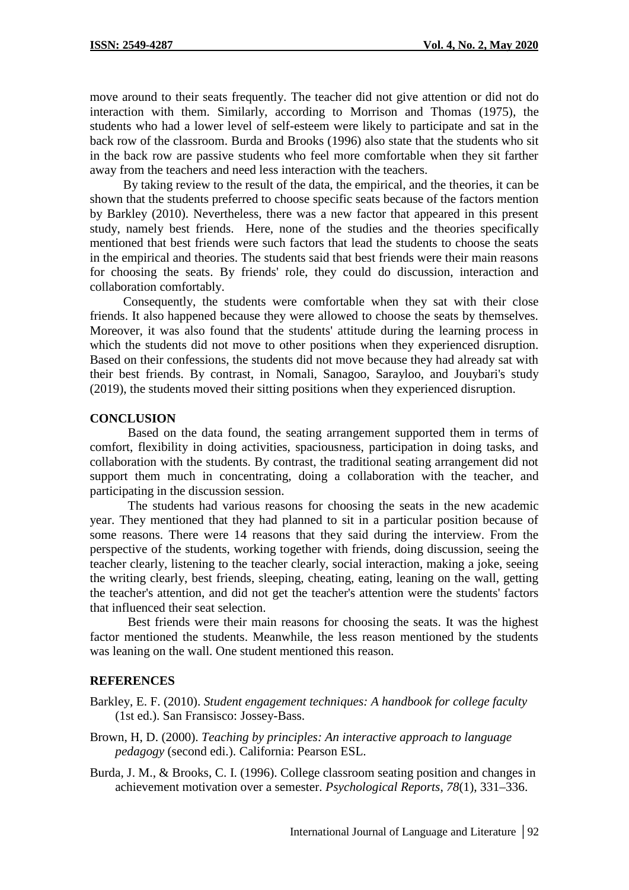move around to their seats frequently. The teacher did not give attention or did not do interaction with them. Similarly, according to Morrison and Thomas (1975), the students who had a lower level of self-esteem were likely to participate and sat in the back row of the classroom. Burda and Brooks (1996) also state that the students who sit in the back row are passive students who feel more comfortable when they sit farther away from the teachers and need less interaction with the teachers.

By taking review to the result of the data, the empirical, and the theories, it can be shown that the students preferred to choose specific seats because of the factors mention by Barkley (2010). Nevertheless, there was a new factor that appeared in this present study, namely best friends. Here, none of the studies and the theories specifically mentioned that best friends were such factors that lead the students to choose the seats in the empirical and theories. The students said that best friends were their main reasons for choosing the seats. By friends' role, they could do discussion, interaction and collaboration comfortably.

Consequently, the students were comfortable when they sat with their close friends. It also happened because they were allowed to choose the seats by themselves. Moreover, it was also found that the students' attitude during the learning process in which the students did not move to other positions when they experienced disruption. Based on their confessions, the students did not move because they had already sat with their best friends. By contrast, in Nomali, Sanagoo, Sarayloo, and Jouybari's study (2019), the students moved their sitting positions when they experienced disruption.

## CONCLUSION

Based on the data found, the seating arrangement supported them in terms of comfort, flexibility in doing activities, spaciousness, participation in doing tasks, and collaboration with the students. By contrast, the traditional seating arrangement did not support them much in concentrating, doing a collaboration with the teacher, and participating in the discussion session.

The students had various reasons for choosing the seats in the new academic year. They mentioned that they had planned to sit in a particular position because of some reasons. There were 14 reasons that they said during the interview. From the perspective of the students, working together with friends, doing discussion, seeing the teacher clearly, listening to the teacher clearly, social interaction, making a joke, seeing the writing clearly, best friends, sleeping, cheating, eating, leaning on the wall, getting the teacher's attention, and did not get the teacher's attention were the students' factors that influenced their seat selection.

Best friends were their main reasons for choosing the seats. It was the highest factor mentioned the students. Meanwhile, the less reason mentioned by the students was leaning on the wall. One student mentioned this reason.

## REFERENCES

Barkley, E. F. (2010). *Student engagement techniques: A handbook for college faculty* (1st ed.). San Fransisco: Jossey-Bass.

Brown, H, D. (2000). *Teaching by principles: An interactive approach to language pedagogy* (second edi.). California: Pearson ESL.

Burda, J. M., & Brooks, C. I. (1996). College classroom seating position and changes in achievement motivation over a semester. *Psychological Reports*, *78*(1), 331–336.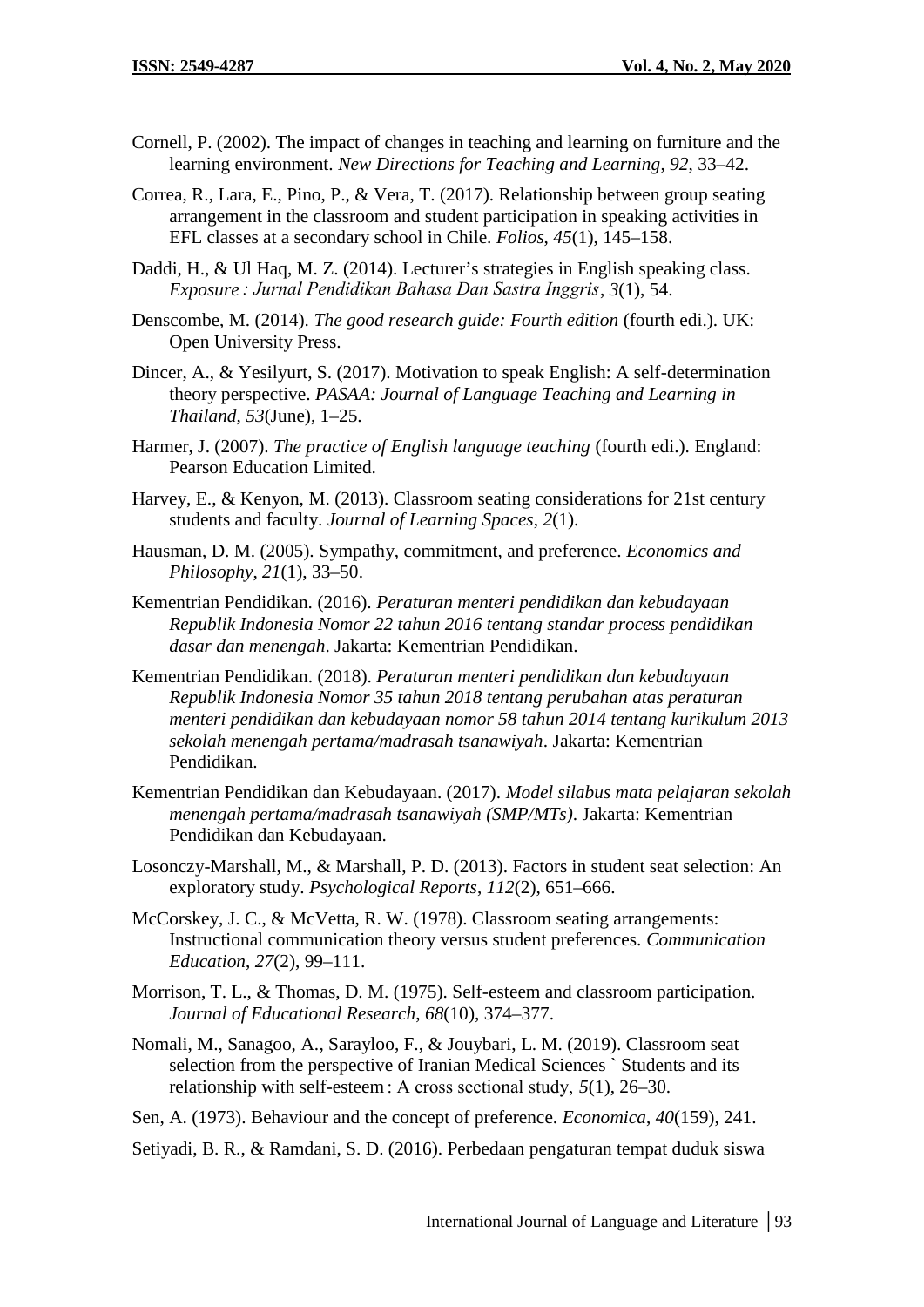Cornell, P. (2002). The impact of changes in teaching and learning on furniture and the learning environment. *New Directions for Teaching and Learning*, *92*, 33–42.

Correa, R., Lara, E., Pino, P., & Vera, T. (2017). Relationship between group seating arrangement in the classroom and student participation in speaking activities in EFL classes at a secondary school in Chile. *Folios*, *45*(1), 145–158.

Daddi, H., & Ul Haq, M. Z. (2014). Lecturer's strategies in English speaking class. *Exposure : Jurnal Pendidikan Bahasa Dan Sastra Inggris*, *3*(1), 54.

Denscombe, M. (2014). *The good research guide: Fourth edition* (fourth edi.). UK: Open University Press.

Dincer, A., & Yesilyurt, S. (2017). Motivation to speak English: A self-determination theory perspective. *PASAA: Journal of Language Teaching and Learning in Thailand*, *53*(June), 1–25.

Harmer, J. (2007). *The practice of English language teaching* (fourth edi.). England: Pearson Education Limited.

Harvey, E., & Kenyon, M. (2013). Classroom seating considerations for 21st century students and faculty. *Journal of Learning Spaces*, *2*(1).

Hausman, D. M. (2005). Sympathy, commitment, and preference. *Economics and Philosophy*, *21*(1), 33–50.

Kementrian Pendidikan. (2016). *Peraturan menteri pendidikan dan kebudayaan Republik Indonesia Nomor 22 tahun 2016 tentang standar process pendidikan dasar dan menengah*. Jakarta: Kementrian Pendidikan.

Kementrian Pendidikan. (2018). *Peraturan menteri pendidikan dan kebudayaan Republik Indonesia Nomor 35 tahun 2018 tentang perubahan atas peraturan menteri pendidikan dan kebudayaan nomor 58 tahun 2014 tentang kurikulum 2013 sekolah menengah pertama/madrasah tsanawiyah*. Jakarta: Kementrian Pendidikan.

Kementrian Pendidikan dan Kebudayaan. (2017). *Model silabus mata pelajaran sekolah menengah pertama/madrasah tsanawiyah (SMP/MTs)*. Jakarta: Kementrian Pendidikan dan Kebudayaan.

Losonczy-Marshall, M., & Marshall, P. D. (2013). Factors in student seat selection: An exploratory study. *Psychological Reports*, *112*(2), 651–666.

McCorskey, J. C., & McVetta, R. W. (1978). Classroom seating arrangements: Instructional communication theory versus student preferences. *Communication Education*, *27*(2), 99–111.

Morrison, T. L., & Thomas, D. M. (1975). Self-esteem and classroom participation. *Journal of Educational Research*, *68*(10), 374–377.

Nomali, M., Sanagoo, A., Sarayloo, F., & Jouybari, L. M. (2019). Classroom seat selection from the perspective of Iranian Medical Sciences ` Students and its relationship with self-esteem : A cross sectional study, *5*(1), 26–30.

Sen, A. (1973). Behaviour and the concept of preference. *Economica*, *40*(159), 241.

Setiyadi, B. R., & Ramdani, S. D. (2016). Perbedaan pengaturan tempat duduk siswa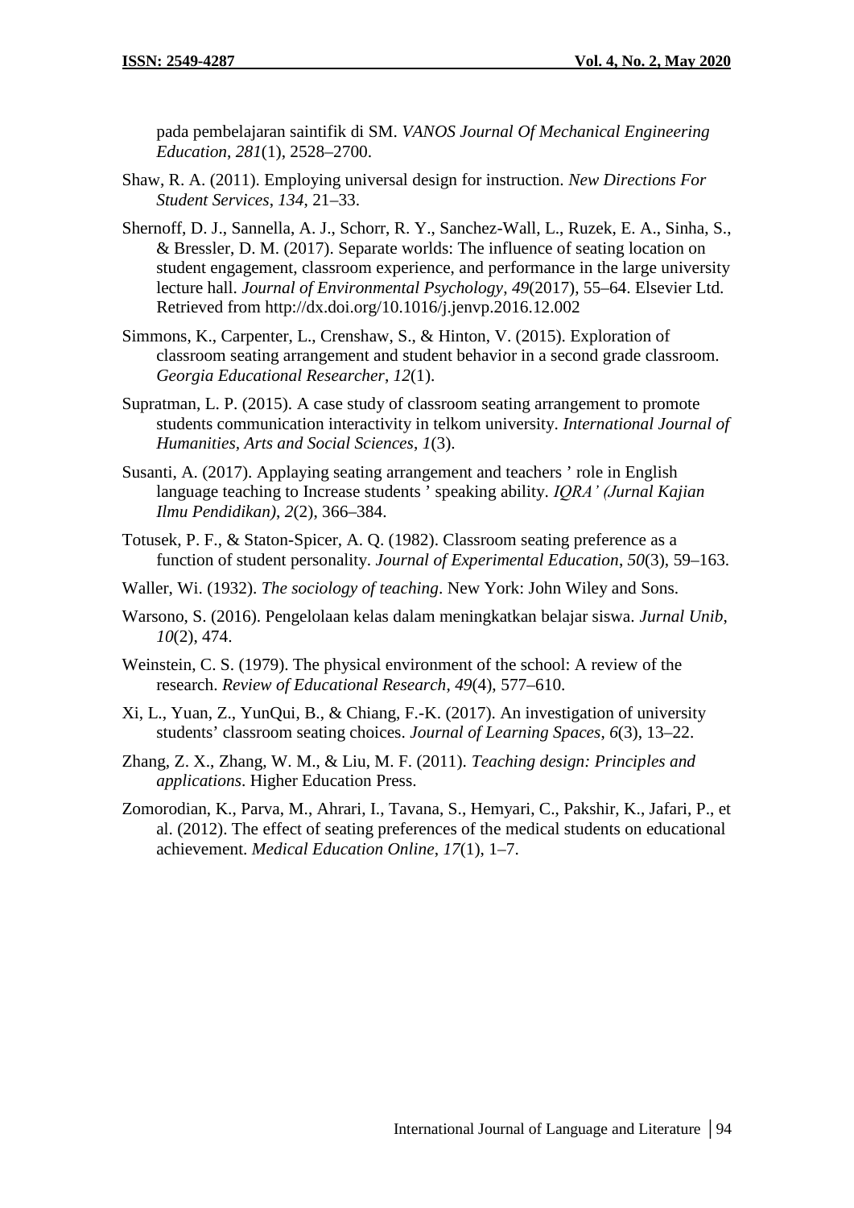pada pembelajaran saintifik di SM. *VANOS Journal Of Mechanical Engineering Education*, *281*(1), 2528–2700.

Shaw, R. A. (2011). Employing universal design for instruction. *New Directions For Student Services*, *134*, 21–33.

Shernoff, D. J., Sannella, A. J., Schorr, R. Y., Sanchez-Wall, L., Ruzek, E. A., Sinha, S., & Bressler, D. M. (2017). Separate worlds: The influence of seating location on student engagement, classroom experience, and performance in the large university lecture hall. *Journal of Environmental Psychology*, *49*(2017), 55–64. Elsevier Ltd. Retrieved from http://dx.doi.org/10.1016/j.jenvp.2016.12.002

Simmons, K., Carpenter, L., Crenshaw, S., & Hinton, V. (2015). Exploration of classroom seating arrangement and student behavior in a second grade classroom. *Georgia Educational Researcher*, *12*(1).

Supratman, L. P. (2015). A case study of classroom seating arrangement to promote students communication interactivity in telkom university. *International Journal of Humanities, Arts and Social Sciences*, *1*(3).

Susanti, A. (2017). Applaying seating arrangement and teachers ' role in English language teaching to Increase students ' speaking ability. *IQRA' (Jurnal Kajian Ilmu Pendidikan)*, *2*(2), 366–384.

Totusek, P. F., & Staton-Spicer, A. Q. (1982). Classroom seating preference as a function of student personality. *Journal of Experimental Education*, *50*(3), 59–163.

Waller, Wi. (1932). *The sociology of teaching*. New York: John Wiley and Sons.

Warsono, S. (2016). Pengelolaan kelas dalam meningkatkan belajar siswa. *Jurnal Unib*, *10*(2), 474.

Weinstein, C. S. (1979). The physical environment of the school: A review of the research. *Review of Educational Research*, *49*(4), 577–610.

Xi, L., Yuan, Z., YunQui, B., & Chiang, F.-K. (2017). An investigation of university students' classroom seating choices. *Journal of Learning Spaces*, *6*(3), 13–22.

Zhang, Z. X., Zhang, W. M., & Liu, M. F. (2011). *Teaching design: Principles and applications*. Higher Education Press.

Zomorodian, K., Parva, M., Ahrari, I., Tavana, S., Hemyari, C., Pakshir, K., Jafari, P., et al. (2012). The effect of seating preferences of the medical students on educational achievement. *Medical Education Online*, *17*(1), 1–7.